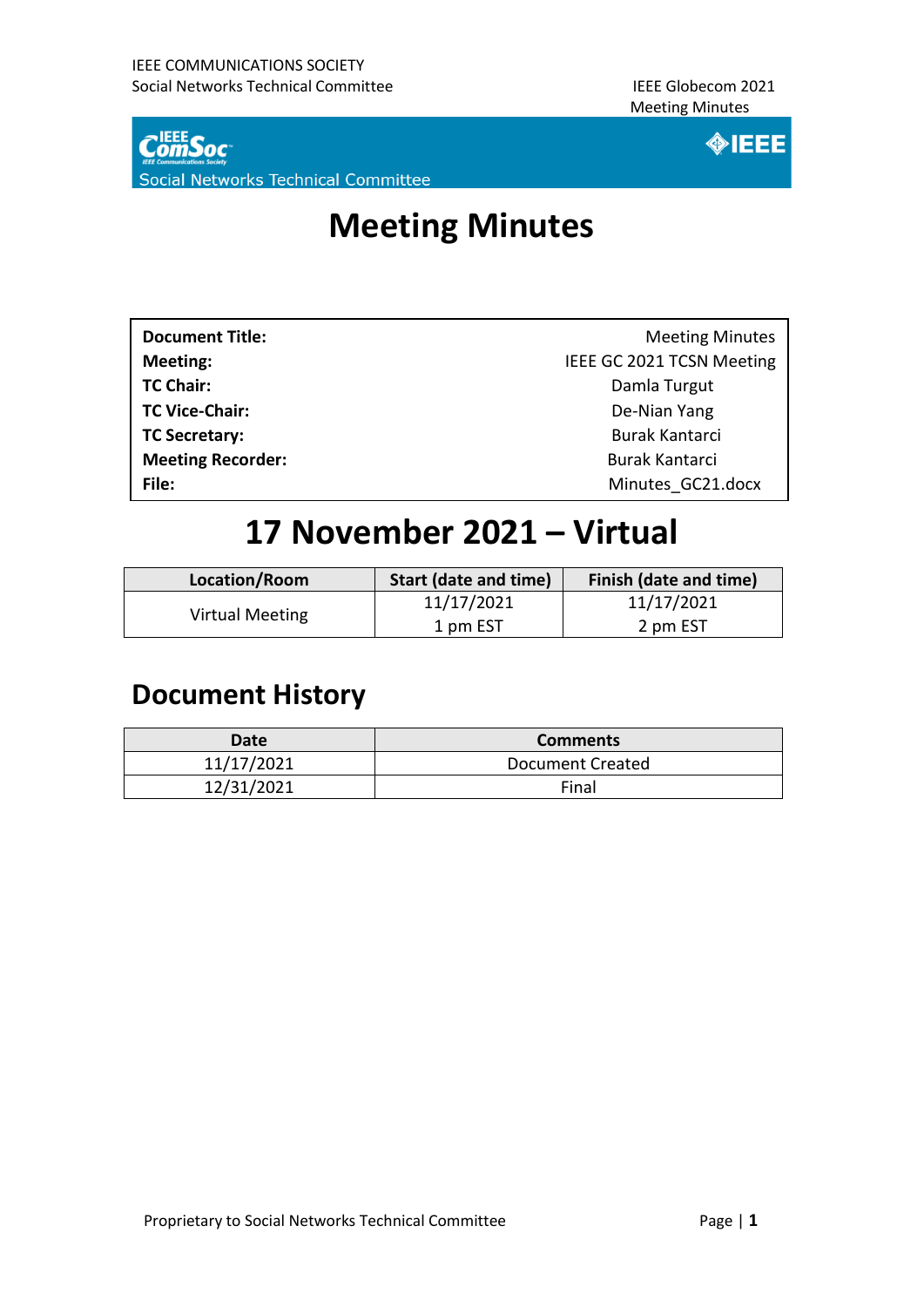# Meeting Minutes

| | |
|---|---|
| **Document Title:** | Meeting Minutes |
| **Meeting:** | IEEE GC 2021 TCSN Meeting |
| **TC Chair:** | Damla Turgut |
| **TC Vice-Chair:** | De-Nian Yang |
| **TC Secretary:** | Burak Kantarci |
| **Meeting Recorder:** | Burak Kantarci |
| **File:** | Minutes_GC21.docx |

# 17 November 2021 – Virtual

| Location/Room | Start (date and time) | Finish (date and time) |
|---|---|---|
| Virtual Meeting | 11/17/2021<br>1 pm EST | 11/17/2021<br>2 pm EST |

## Document History

| Date | Comments |
|---|---|
| 11/17/2021 | Document Created |
| 12/31/2021 | Final |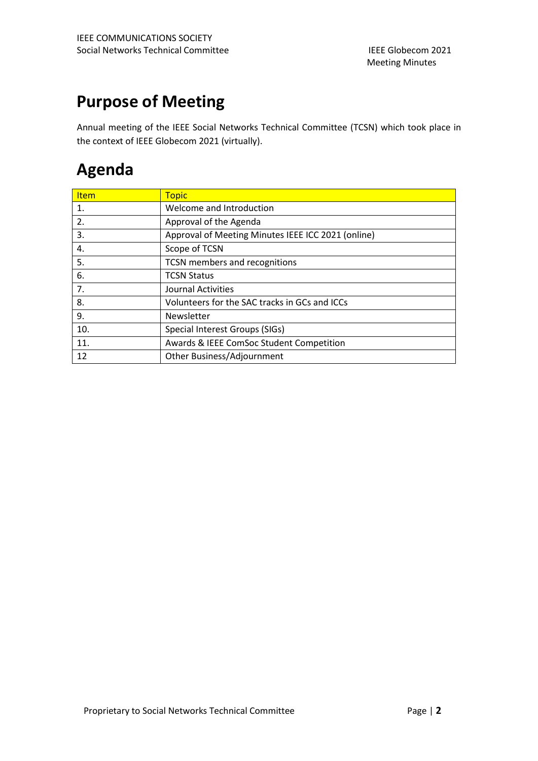# Purpose of Meeting

Annual meeting of the IEEE Social Networks Technical Committee (TCSN) which took place in the context of IEEE Globecom 2021 (virtually).

# Agenda

| Item | Topic |
|---|---|
| 1. | Welcome and Introduction |
| 2. | Approval of the Agenda |
| 3. | Approval of Meeting Minutes IEEE ICC 2021 (online) |
| 4. | Scope of TCSN |
| 5. | TCSN members and recognitions |
| 6. | TCSN Status |
| 7. | Journal Activities |
| 8. | Volunteers for the SAC tracks in GCs and ICCs |
| 9. | Newsletter |
| 10. | Special Interest Groups (SIGs) |
| 11. | Awards & IEEE ComSoc Student Competition |
| 12 | Other Business/Adjournment |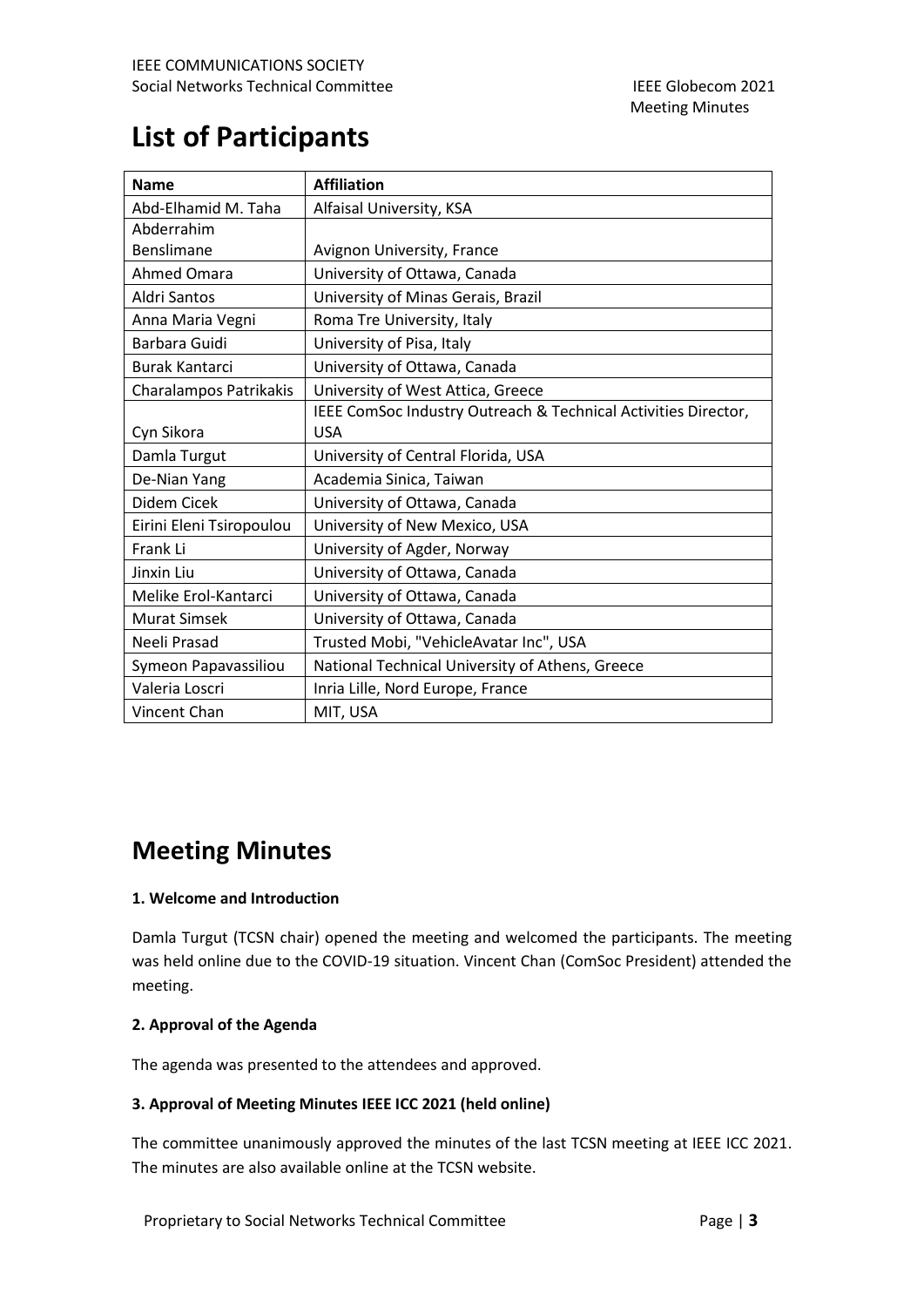# List of Participants

| Name | Affiliation |
|---|---|
| Abd-Elhamid M. Taha | Alfaisal University, KSA |
| Abderrahim Benslimane | Avignon University, France |
| Ahmed Omara | University of Ottawa, Canada |
| Aldri Santos | University of Minas Gerais, Brazil |
| Anna Maria Vegni | Roma Tre University, Italy |
| Barbara Guidi | University of Pisa, Italy |
| Burak Kantarci | University of Ottawa, Canada |
| Charalampos Patrikakis | University of West Attica, Greece |
| Cyn Sikora | IEEE ComSoc Industry Outreach & Technical Activities Director, USA |
| Damla Turgut | University of Central Florida, USA |
| De-Nian Yang | Academia Sinica, Taiwan |
| Didem Cicek | University of Ottawa, Canada |
| Eirini Eleni Tsiropoulou | University of New Mexico, USA |
| Frank Li | University of Agder, Norway |
| Jinxin Liu | University of Ottawa, Canada |
| Melike Erol-Kantarci | University of Ottawa, Canada |
| Murat Simsek | University of Ottawa, Canada |
| Neeli Prasad | Trusted Mobi, "VehicleAvatar Inc", USA |
| Symeon Papavassiliou | National Technical University of Athens, Greece |
| Valeria Loscri | Inria Lille, Nord Europe, France |
| Vincent Chan | MIT, USA |

# Meeting Minutes

**1. Welcome and Introduction**

Damla Turgut (TCSN chair) opened the meeting and welcomed the participants. The meeting was held online due to the COVID-19 situation. Vincent Chan (ComSoc President) attended the meeting.

**2. Approval of the Agenda**

The agenda was presented to the attendees and approved.

**3. Approval of Meeting Minutes IEEE ICC 2021 (held online)**

The committee unanimously approved the minutes of the last TCSN meeting at IEEE ICC 2021. The minutes are also available online at the TCSN website.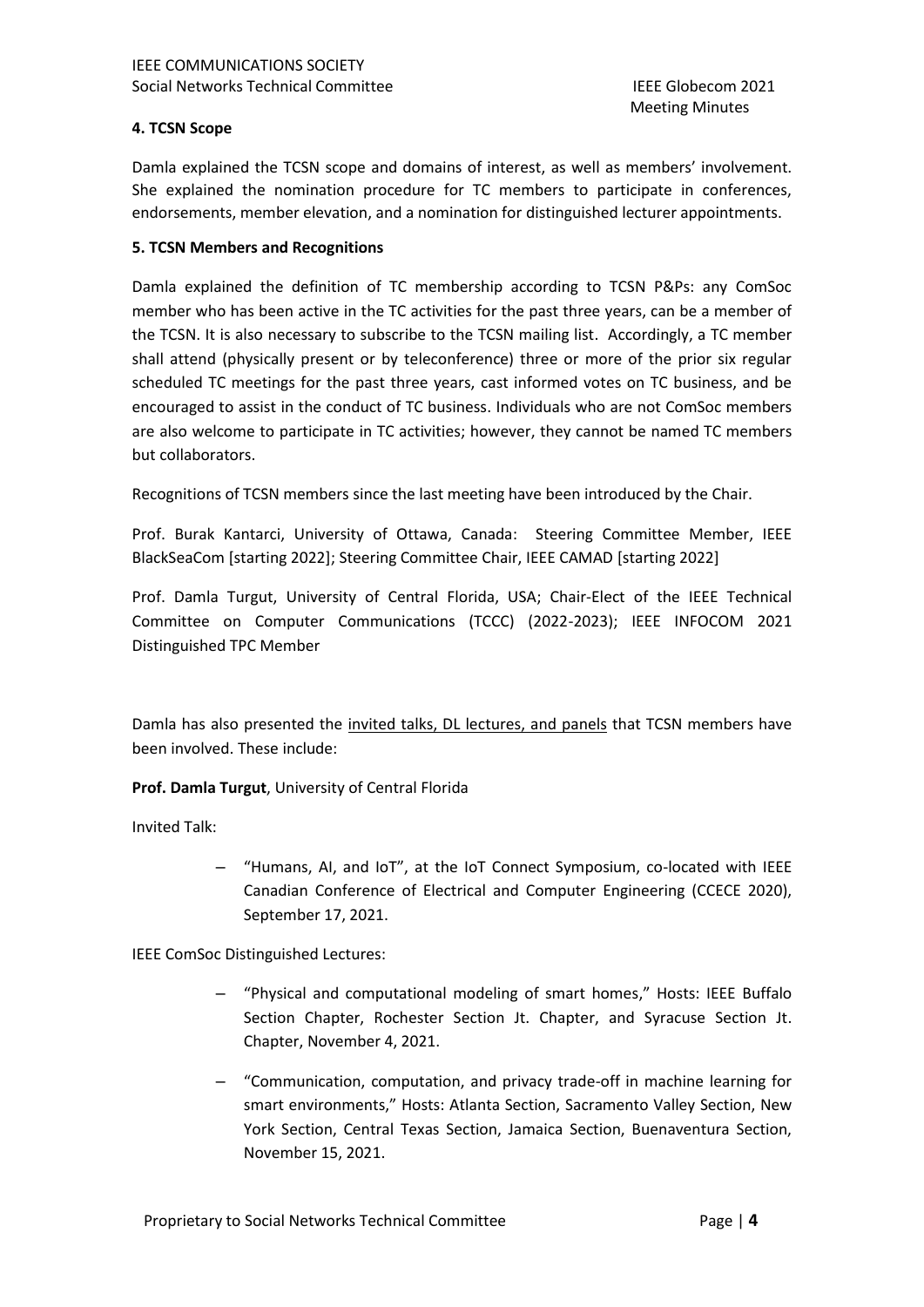#### 4. TCSN Scope

Damla explained the TCSN scope and domains of interest, as well as members' involvement. She explained the nomination procedure for TC members to participate in conferences, endorsements, member elevation, and a nomination for distinguished lecturer appointments.

#### 5. TCSN Members and Recognitions

Damla explained the definition of TC membership according to TCSN P&Ps: any ComSoc member who has been active in the TC activities for the past three years, can be a member of the TCSN. It is also necessary to subscribe to the TCSN mailing list. Accordingly, a TC member shall attend (physically present or by teleconference) three or more of the prior six regular scheduled TC meetings for the past three years, cast informed votes on TC business, and be encouraged to assist in the conduct of TC business. Individuals who are not ComSoc members are also welcome to participate in TC activities; however, they cannot be named TC members but collaborators.

Recognitions of TCSN members since the last meeting have been introduced by the Chair.

Prof. Burak Kantarci, University of Ottawa, Canada: Steering Committee Member, IEEE BlackSeaCom [starting 2022]; Steering Committee Chair, IEEE CAMAD [starting 2022]

Prof. Damla Turgut, University of Central Florida, USA; Chair-Elect of the IEEE Technical Committee on Computer Communications (TCCC) (2022-2023); IEEE INFOCOM 2021 Distinguished TPC Member

Damla has also presented the invited talks, DL lectures, and panels that TCSN members have been involved. These include:

**Prof. Damla Turgut**, University of Central Florida

Invited Talk:

- "Humans, AI, and IoT", at the IoT Connect Symposium, co-located with IEEE Canadian Conference of Electrical and Computer Engineering (CCECE 2020), September 17, 2021.

IEEE ComSoc Distinguished Lectures:

- "Physical and computational modeling of smart homes," Hosts: IEEE Buffalo Section Chapter, Rochester Section Jt. Chapter, and Syracuse Section Jt. Chapter, November 4, 2021.
- "Communication, computation, and privacy trade-off in machine learning for smart environments," Hosts: Atlanta Section, Sacramento Valley Section, New York Section, Central Texas Section, Jamaica Section, Buenaventura Section, November 15, 2021.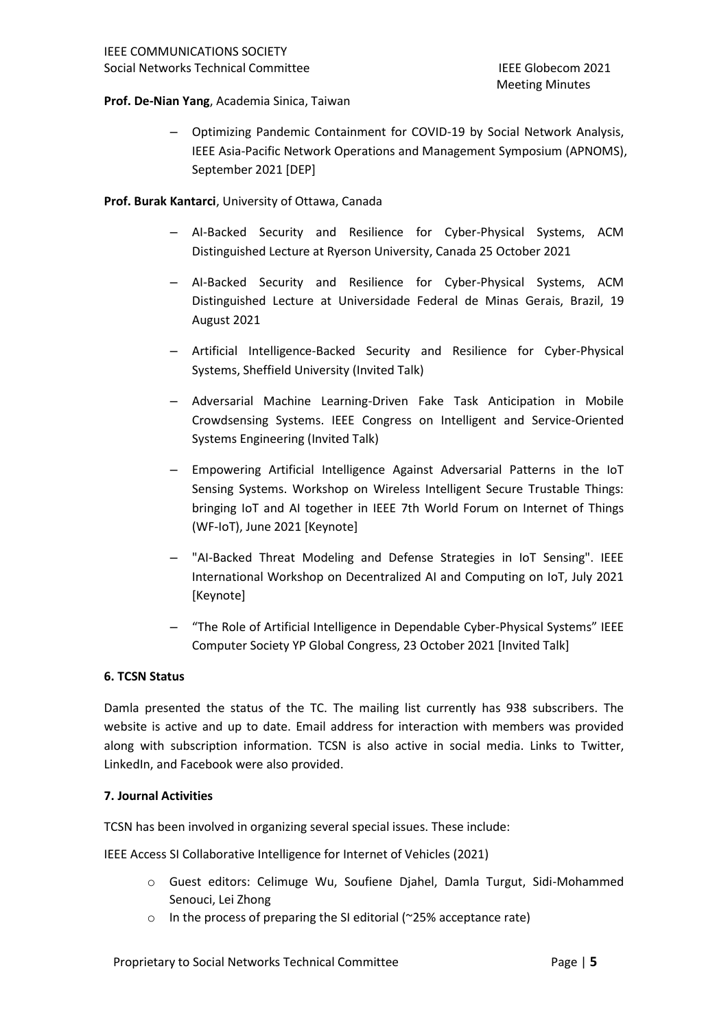**Prof. De-Nian Yang**, Academia Sinica, Taiwan

- Optimizing Pandemic Containment for COVID-19 by Social Network Analysis, IEEE Asia-Pacific Network Operations and Management Symposium (APNOMS), September 2021 [DEP]

**Prof. Burak Kantarci**, University of Ottawa, Canada

- AI-Backed Security and Resilience for Cyber-Physical Systems, ACM Distinguished Lecture at Ryerson University, Canada 25 October 2021
- AI-Backed Security and Resilience for Cyber-Physical Systems, ACM Distinguished Lecture at Universidade Federal de Minas Gerais, Brazil, 19 August 2021
- Artificial Intelligence-Backed Security and Resilience for Cyber-Physical Systems, Sheffield University (Invited Talk)
- Adversarial Machine Learning-Driven Fake Task Anticipation in Mobile Crowdsensing Systems. IEEE Congress on Intelligent and Service-Oriented Systems Engineering (Invited Talk)
- Empowering Artificial Intelligence Against Adversarial Patterns in the IoT Sensing Systems. Workshop on Wireless Intelligent Secure Trustable Things: bringing IoT and AI together in IEEE 7th World Forum on Internet of Things (WF-IoT), June 2021 [Keynote]
- "AI-Backed Threat Modeling and Defense Strategies in IoT Sensing". IEEE International Workshop on Decentralized AI and Computing on IoT, July 2021 [Keynote]
- "The Role of Artificial Intelligence in Dependable Cyber-Physical Systems" IEEE Computer Society YP Global Congress, 23 October 2021 [Invited Talk]

**6. TCSN Status**

Damla presented the status of the TC. The mailing list currently has 938 subscribers. The website is active and up to date. Email address for interaction with members was provided along with subscription information. TCSN is also active in social media. Links to Twitter, LinkedIn, and Facebook were also provided.

**7. Journal Activities**

TCSN has been involved in organizing several special issues. These include:

IEEE Access SI Collaborative Intelligence for Internet of Vehicles (2021)

- Guest editors: Celimuge Wu, Soufiene Djahel, Damla Turgut, Sidi-Mohammed Senouci, Lei Zhong
- In the process of preparing the SI editorial (~25% acceptance rate)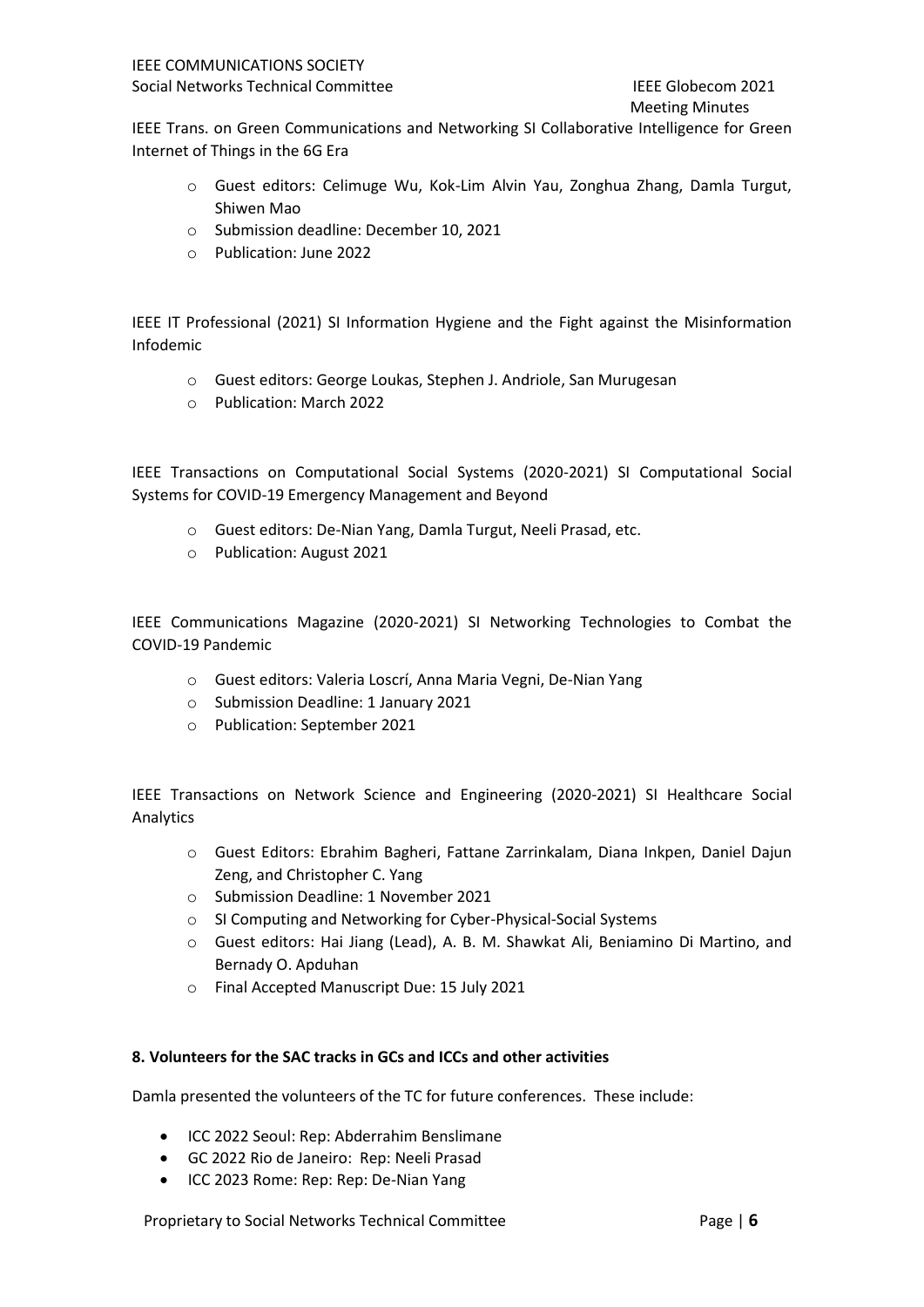IEEE Trans. on Green Communications and Networking SI Collaborative Intelligence for Green Internet of Things in the 6G Era

- Guest editors: Celimuge Wu, Kok-Lim Alvin Yau, Zonghua Zhang, Damla Turgut, Shiwen Mao
- Submission deadline: December 10, 2021
- Publication: June 2022

IEEE IT Professional (2021) SI Information Hygiene and the Fight against the Misinformation Infodemic

- Guest editors: George Loukas, Stephen J. Andriole, San Murugesan
- Publication: March 2022

IEEE Transactions on Computational Social Systems (2020-2021) SI Computational Social Systems for COVID-19 Emergency Management and Beyond

- Guest editors: De-Nian Yang, Damla Turgut, Neeli Prasad, etc.
- Publication: August 2021

IEEE Communications Magazine (2020-2021) SI Networking Technologies to Combat the COVID-19 Pandemic

- Guest editors: Valeria Loscrí, Anna Maria Vegni, De-Nian Yang
- Submission Deadline: 1 January 2021
- Publication: September 2021

IEEE Transactions on Network Science and Engineering (2020-2021) SI Healthcare Social Analytics

- Guest Editors: Ebrahim Bagheri, Fattane Zarrinkalam, Diana Inkpen, Daniel Dajun Zeng, and Christopher C. Yang
- Submission Deadline: 1 November 2021
- SI Computing and Networking for Cyber-Physical-Social Systems
- Guest editors: Hai Jiang (Lead), A. B. M. Shawkat Ali, Beniamino Di Martino, and Bernady O. Apduhan
- Final Accepted Manuscript Due: 15 July 2021

**8. Volunteers for the SAC tracks in GCs and ICCs and other activities**

Damla presented the volunteers of the TC for future conferences. These include:

- ICC 2022 Seoul: Rep: Abderrahim Benslimane
- GC 2022 Rio de Janeiro: Rep: Neeli Prasad
- ICC 2023 Rome: Rep: Rep: De-Nian Yang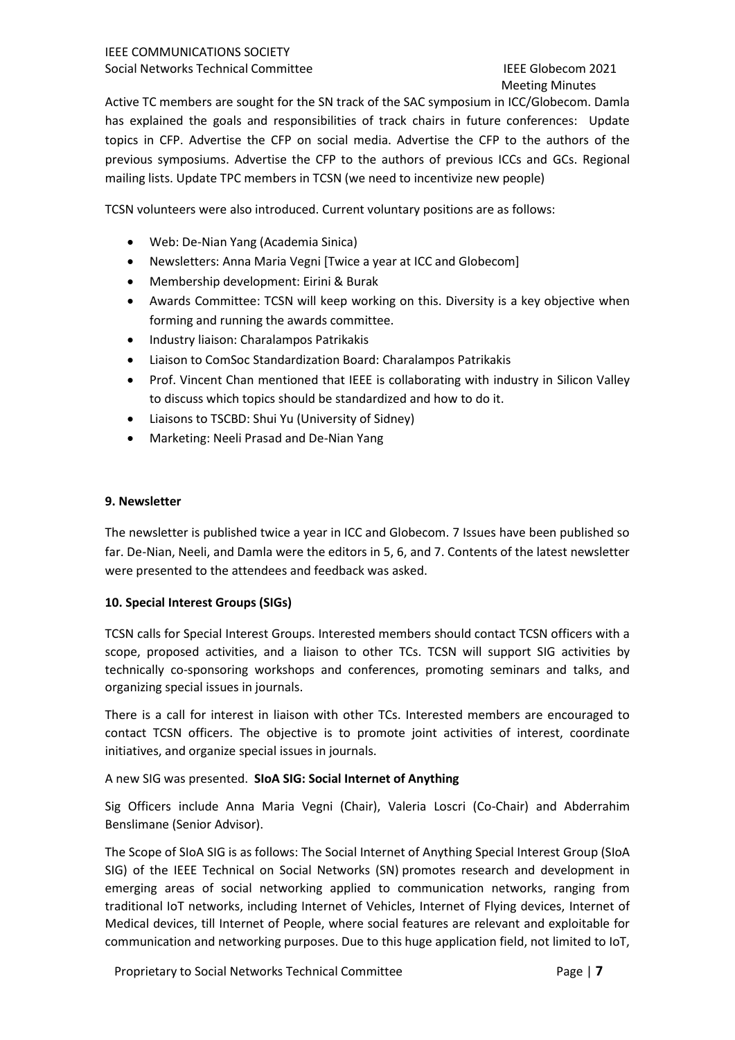Active TC members are sought for the SN track of the SAC symposium in ICC/Globecom. Damla has explained the goals and responsibilities of track chairs in future conferences: Update topics in CFP. Advertise the CFP on social media. Advertise the CFP to the authors of the previous symposiums. Advertise the CFP to the authors of previous ICCs and GCs. Regional mailing lists. Update TPC members in TCSN (we need to incentivize new people)

TCSN volunteers were also introduced. Current voluntary positions are as follows:

- Web: De-Nian Yang (Academia Sinica)
- Newsletters: Anna Maria Vegni [Twice a year at ICC and Globecom]
- Membership development: Eirini & Burak
- Awards Committee: TCSN will keep working on this. Diversity is a key objective when forming and running the awards committee.
- Industry liaison: Charalampos Patrikakis
- Liaison to ComSoc Standardization Board: Charalampos Patrikakis
- Prof. Vincent Chan mentioned that IEEE is collaborating with industry in Silicon Valley to discuss which topics should be standardized and how to do it.
- Liaisons to TSCBD: Shui Yu (University of Sidney)
- Marketing: Neeli Prasad and De-Nian Yang

**9. Newsletter**

The newsletter is published twice a year in ICC and Globecom. 7 Issues have been published so far. De-Nian, Neeli, and Damla were the editors in 5, 6, and 7. Contents of the latest newsletter were presented to the attendees and feedback was asked.

**10. Special Interest Groups (SIGs)**

TCSN calls for Special Interest Groups. Interested members should contact TCSN officers with a scope, proposed activities, and a liaison to other TCs. TCSN will support SIG activities by technically co-sponsoring workshops and conferences, promoting seminars and talks, and organizing special issues in journals.

There is a call for interest in liaison with other TCs. Interested members are encouraged to contact TCSN officers. The objective is to promote joint activities of interest, coordinate initiatives, and organize special issues in journals.

A new SIG was presented. **SIoA SIG: Social Internet of Anything**

Sig Officers include Anna Maria Vegni (Chair), Valeria Loscri (Co-Chair) and Abderrahim Benslimane (Senior Advisor).

The Scope of SIoA SIG is as follows: The Social Internet of Anything Special Interest Group (SIoA SIG) of the IEEE Technical on Social Networks (SN) promotes research and development in emerging areas of social networking applied to communication networks, ranging from traditional IoT networks, including Internet of Vehicles, Internet of Flying devices, Internet of Medical devices, till Internet of People, where social features are relevant and exploitable for communication and networking purposes. Due to this huge application field, not limited to IoT,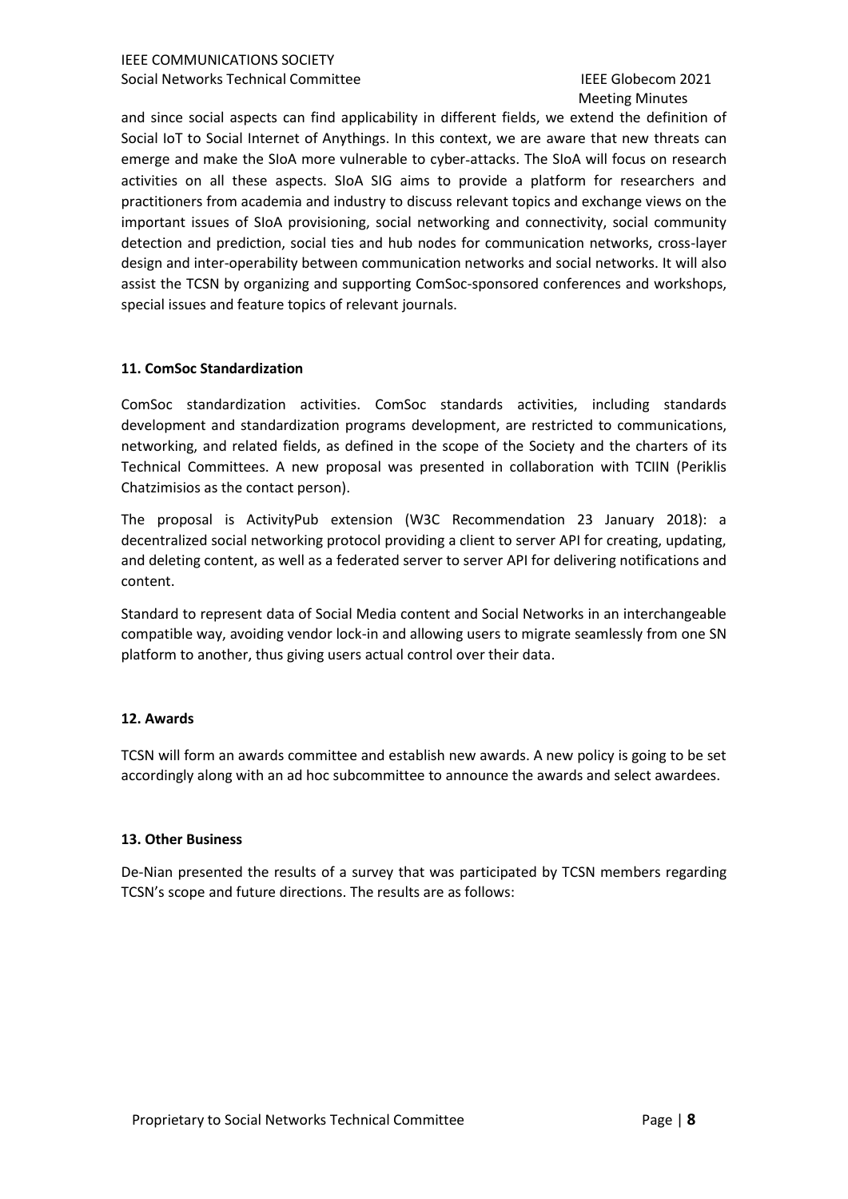and since social aspects can find applicability in different fields, we extend the definition of Social IoT to Social Internet of Anythings. In this context, we are aware that new threats can emerge and make the SIoA more vulnerable to cyber-attacks. The SIoA will focus on research activities on all these aspects. SIoA SIG aims to provide a platform for researchers and practitioners from academia and industry to discuss relevant topics and exchange views on the important issues of SIoA provisioning, social networking and connectivity, social community detection and prediction, social ties and hub nodes for communication networks, cross-layer design and inter-operability between communication networks and social networks. It will also assist the TCSN by organizing and supporting ComSoc-sponsored conferences and workshops, special issues and feature topics of relevant journals.

**11. ComSoc Standardization**

ComSoc standardization activities. ComSoc standards activities, including standards development and standardization programs development, are restricted to communications, networking, and related fields, as defined in the scope of the Society and the charters of its Technical Committees. A new proposal was presented in collaboration with TCIIN (Periklis Chatzimisios as the contact person).

The proposal is ActivityPub extension (W3C Recommendation 23 January 2018): a decentralized social networking protocol providing a client to server API for creating, updating, and deleting content, as well as a federated server to server API for delivering notifications and content.

Standard to represent data of Social Media content and Social Networks in an interchangeable compatible way, avoiding vendor lock-in and allowing users to migrate seamlessly from one SN platform to another, thus giving users actual control over their data.

**12. Awards**

TCSN will form an awards committee and establish new awards. A new policy is going to be set accordingly along with an ad hoc subcommittee to announce the awards and select awardees.

**13. Other Business**

De-Nian presented the results of a survey that was participated by TCSN members regarding TCSN's scope and future directions. The results are as follows: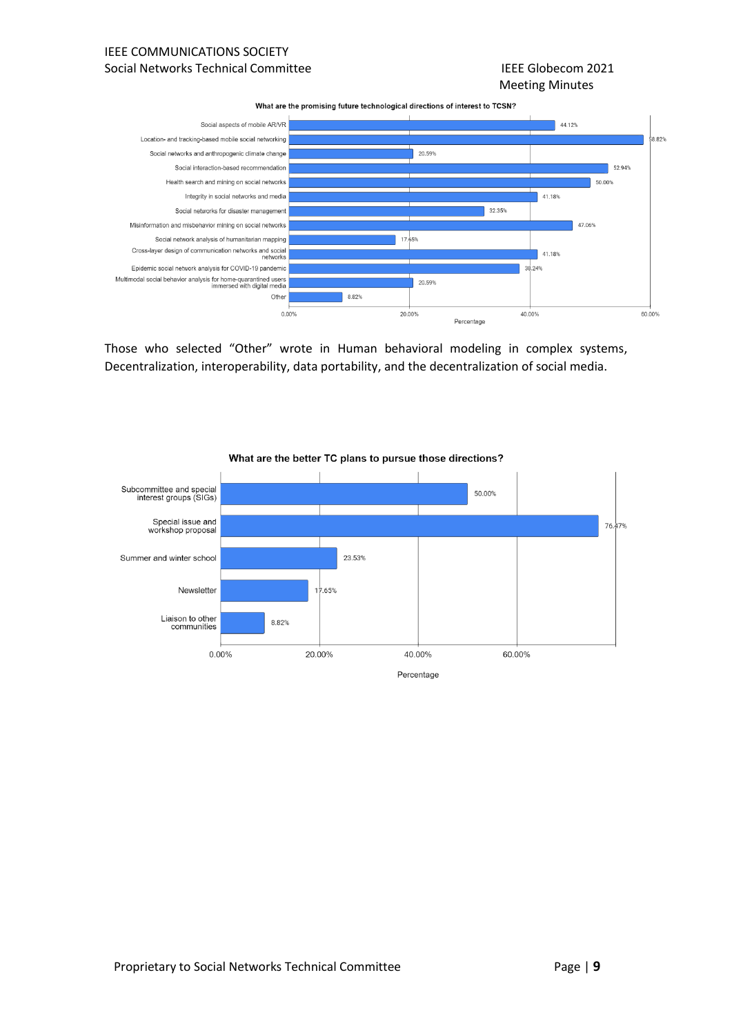**What are the promising future technological directions of interest to TCSN?**

| Direction | Percentage |
|---|---|
| Social aspects of mobile AR/VR | 44.12% |
| Location- and tracking-based mobile social networking | 58.82% |
| Social networks and anthropogenic climate change | 20.59% |
| Social interaction-based recommendation | 52.94% |
| Health search and mining on social networks | 50.00% |
| Integrity in social networks and media | 41.18% |
| Social networks for disaster management | 32.35% |
| Misinformation and misbehavior mining on social networks | 47.06% |
| Social network analysis of humanitarian mapping | 17.65% |
| Cross-layer design of communication networks and social networks | 41.18% |
| Epidemic social network analysis for COVID-19 pandemic | 38.24% |
| Multimodal social behavior analysis for home-quarantined users immersed with digital media | 20.59% |
| Other | 8.82% |

Those who selected “Other” wrote in Human behavioral modeling in complex systems, Decentralization, interoperability, data portability, and the decentralization of social media.

**What are the better TC plans to pursue those directions?**

| Plan | Percentage |
|---|---|
| Subcommittee and special interest groups (SIGs) | 50.00% |
| Special issue and workshop proposal | 76.47% |
| Summer and winter school | 23.53% |
| Newsletter | 17.65% |
| Liaison to other communities | 8.82% |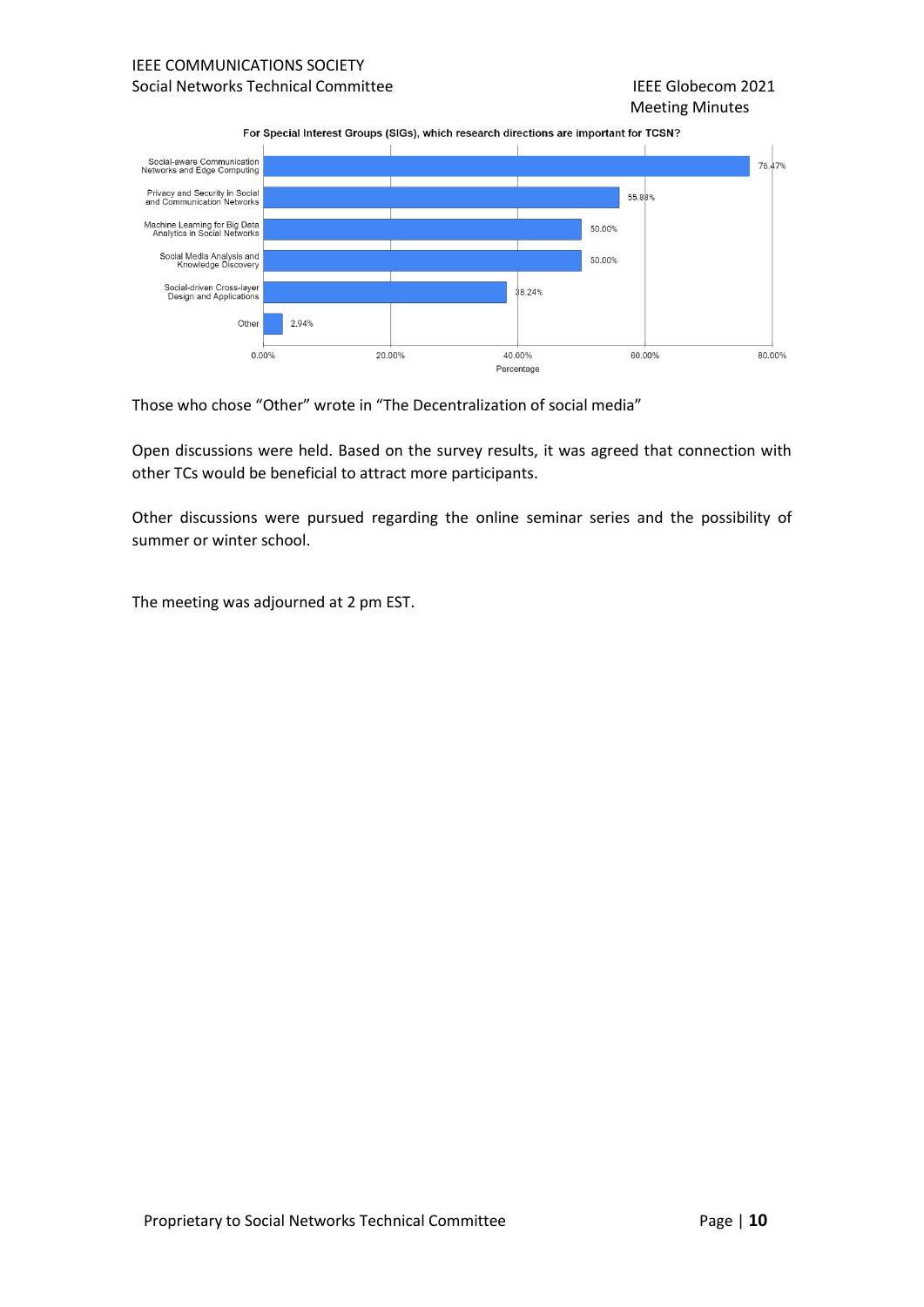For Special Interest Groups (SIGs), which research directions are important for TCSN?

Social-aware Communication Networks and Edge Computing
76.47%

Privacy and Security in Social and Communication Networks
55.88%

Machine Learning for Big Data Analytics in Social Networks
50.00%

Social Media Analysis and Knowledge Discovery
50.00%

Social-driven Cross-layer Design and Applications
38.24%

Other
2.94%

0.00% 20.00% 40.00% 60.00% 80.00%

Percentage

Those who chose "Other" wrote in "The Decentralization of social media"

Open discussions were held. Based on the survey results, it was agreed that connection with other TCs would be beneficial to attract more participants.

Other discussions were pursued regarding the online seminar series and the possibility of summer or winter school.

The meeting was adjourned at 2 pm EST.